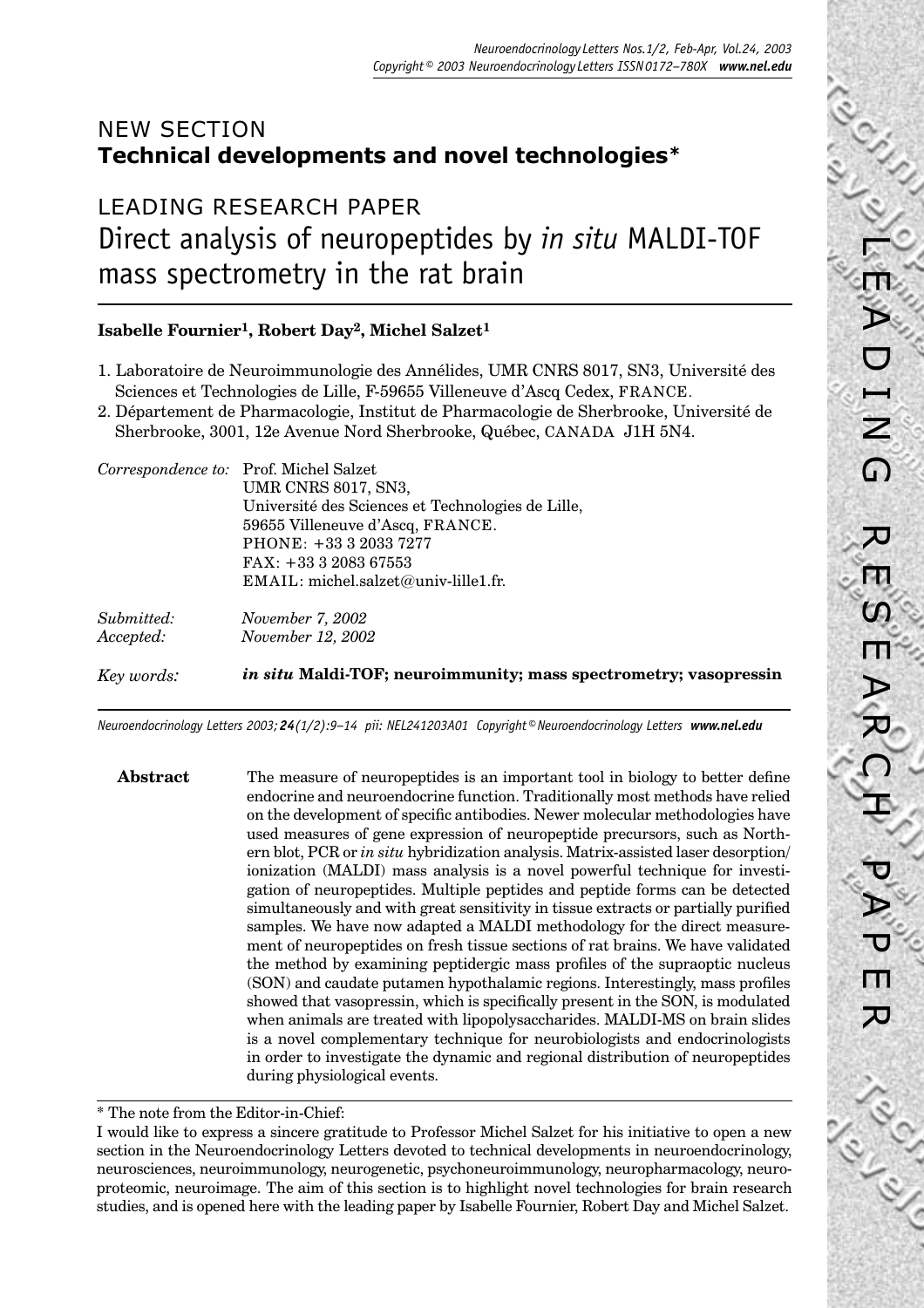NEW SECTION
**Technical developments and novel technologies***

LEADING RESEARCH PAPER

# Direct analysis of neuropeptides by *in situ* MALDI-TOF mass spectrometry in the rat brain

**Isabelle Fournier[1], Robert Day[2], Michel Salzet[1]**

1. Laboratoire de Neuroimmunologie des Annélides, UMR CNRS 8017, SN3, Université des Sciences et Technologies de Lille, F-59655 Villeneuve d'Ascq Cedex, FRANCE.
2. Département de Pharmacologie, Institut de Pharmacologie de Sherbrooke, Université de Sherbrooke, 3001, 12e Avenue Nord Sherbrooke, Québec, CANADA J1H 5N4.

*Correspondence to:* Prof. Michel Salzet
UMR CNRS 8017, SN3,
Université des Sciences et Technologies de Lille,
59655 Villeneuve d'Ascq, FRANCE.
PHONE: +33 3 2033 7277
FAX: +33 3 2083 67553
EMAIL: michel.salzet@univ-lille1.fr.

*Submitted:* *November 7, 2002*
*Accepted:* *November 12, 2002*

*Key words:* ***in situ* Maldi-TOF; neuroimmunity; mass spectrometry; vasopressin**

**Abstract** The measure of neuropeptides is an important tool in biology to better define endocrine and neuroendocrine function. Traditionally most methods have relied on the development of specific antibodies. Newer molecular methodologies have used measures of gene expression of neuropeptide precursors, such as Northern blot, PCR or *in situ* hybridization analysis. Matrix-assisted laser desorption/ionization (MALDI) mass analysis is a novel powerful technique for investigation of neuropeptides. Multiple peptides and peptide forms can be detected simultaneously and with great sensitivity in tissue extracts or partially purified samples. We have now adapted a MALDI methodology for the direct measurement of neuropeptides on fresh tissue sections of rat brains. We have validated the method by examining peptidergic mass profiles of the supraoptic nucleus (SON) and caudate putamen hypothalamic regions. Interestingly, mass profiles showed that vasopressin, which is specifically present in the SON, is modulated when animals are treated with lipopolysaccharides. MALDI-MS on brain slides is a novel complementary technique for neurobiologists and endocrinologists in order to investigate the dynamic and regional distribution of neuropeptides during physiological events.

---

* The note from the Editor-in-Chief:
I would like to express a sincere gratitude to Professor Michel Salzet for his initiative to open a new section in the Neuroendocrinology Letters devoted to technical developments in neuroendocrinology, neurosciences, neuroimmunology, neurogenetic, psychoneuroimmunology, neuropharmacology, neuroproteomic, neuroimage. The aim of this section is to highlight novel technologies for brain research studies, and is opened here with the leading paper by Isabelle Fournier, Robert Day and Michel Salzet.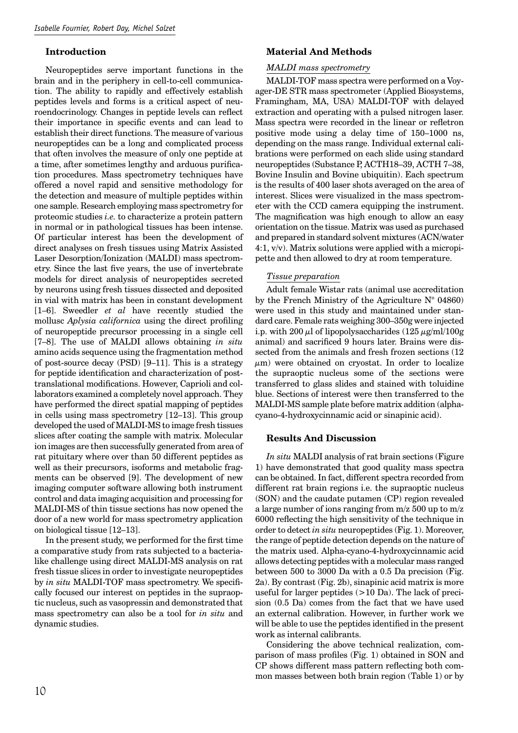## Introduction

Neuropeptides serve important functions in the brain and in the periphery in cell-to-cell communication. The ability to rapidly and effectively establish peptides levels and forms is a critical aspect of neuroendocrinology. Changes in peptide levels can reflect their importance in specific events and can lead to establish their direct functions. The measure of various neuropeptides can be a long and complicated process that often involves the measure of only one peptide at a time, after sometimes lengthy and arduous purification procedures. Mass spectrometry techniques have offered a novel rapid and sensitive methodology for the detection and measure of multiple peptides within one sample. Research employing mass spectrometry for proteomic studies *i.e.* to characterize a protein pattern in normal or in pathological tissues has been intense. Of particular interest has been the development of direct analyses on fresh tissues using Matrix Assisted Laser Desorption/Ionization (MALDI) mass spectrometry. Since the last five years, the use of invertebrate models for direct analysis of neuropeptides secreted by neurons using fresh tissues dissected and deposited in vial with matrix has been in constant development [1–6]. Sweedler *et al* have recently studied the mollusc *Aplysia californica* using the direct profiling of neuropeptide precursor processing in a single cell [7–8]. The use of MALDI allows obtaining *in situ* amino acids sequence using the fragmentation method of post-source decay (PSD) [9–11]. This is a strategy for peptide identification and characterization of post-translational modifications. However, Caprioli and collaborators examined a completely novel approach. They have performed the direct spatial mapping of peptides in cells using mass spectrometry [12–13]. This group developed the used of MALDI-MS to image fresh tissues slices after coating the sample with matrix. Molecular ion images are then successfully generated from area of rat pituitary where over than 50 different peptides as well as their precursors, isoforms and metabolic fragments can be observed [9]. The development of new imaging computer software allowing both instrument control and data imaging acquisition and processing for MALDI-MS of thin tissue sections has now opened the door of a new world for mass spectrometry application on biological tissue [12–13].

In the present study, we performed for the first time a comparative study from rats subjected to a bacteria-like challenge using direct MALDI-MS analysis on rat fresh tissue slices in order to investigate neuropeptides by *in situ* MALDI-TOF mass spectrometry. We specifically focused our interest on peptides in the supraoptic nucleus, such as vasopressin and demonstrated that mass spectrometry can also be a tool for *in situ* and dynamic studies.

## Material And Methods

### *MALDI mass spectrometry*

MALDI-TOF mass spectra were performed on a Voyager-DE STR mass spectrometer (Applied Biosystems, Framingham, MA, USA) MALDI-TOF with delayed extraction and operating with a pulsed nitrogen laser. Mass spectra were recorded in the linear or refletron positive mode using a delay time of 150–1000 ns, depending on the mass range. Individual external calibrations were performed on each slide using standard neuropeptides (Substance P, ACTH18–39, ACTH 7–38, Bovine Insulin and Bovine ubiquitin). Each spectrum is the results of 400 laser shots averaged on the area of interest. Slices were visualized in the mass spectrometer with the CCD camera equipping the instrument. The magnification was high enough to allow an easy orientation on the tissue. Matrix was used as purchased and prepared in standard solvent mixtures (ACN/water 4:1, v/v). Matrix solutions were applied with a micropipette and then allowed to dry at room temperature.

### *Tissue preparation*

Adult female Wistar rats (animal use accreditation by the French Ministry of the Agriculture N° 04860) were used in this study and maintained under standard care. Female rats weighing 300–350g were injected i.p. with 200 $\mu$l of lipopolysaccharides (125 $\mu$g/ml/100g animal) and sacrificed 9 hours later. Brains were dissected from the animals and fresh frozen sections (12 $\mu$m) were obtained on cryostat. In order to localize the supraoptic nucleus some of the sections were transferred to glass slides and stained with toluidine blue. Sections of interest were then transferred to the MALDI-MS sample plate before matrix addition (alpha-cyano-4-hydroxycinnamic acid or sinapinic acid).

## Results And Discussion

*In situ* MALDI analysis of rat brain sections (Figure 1) have demonstrated that good quality mass spectra can be obtained. In fact, different spectra recorded from different rat brain regions i.e. the supraoptic nucleus (SON) and the caudate putamen (CP) region revealed a large number of ions ranging from m/z 500 up to m/z 6000 reflecting the high sensitivity of the technique in order to detect *in situ* neuropeptides (Fig. 1). Moreover, the range of peptide detection depends on the nature of the matrix used. Alpha-cyano-4-hydroxycinnamic acid allows detecting peptides with a molecular mass ranged between 500 to 3000 Da with a 0.5 Da precision (Fig. 2a). By contrast (Fig. 2b), sinapinic acid matrix is more useful for larger peptides (>10 Da). The lack of precision (0.5 Da) comes from the fact that we have used an external calibration. However, in further work we will be able to use the peptides identified in the present work as internal calibrants.

Considering the above technical realization, comparison of mass profiles (Fig. 1) obtained in SON and CP shows different mass pattern reflecting both common masses between both brain region (Table 1) or by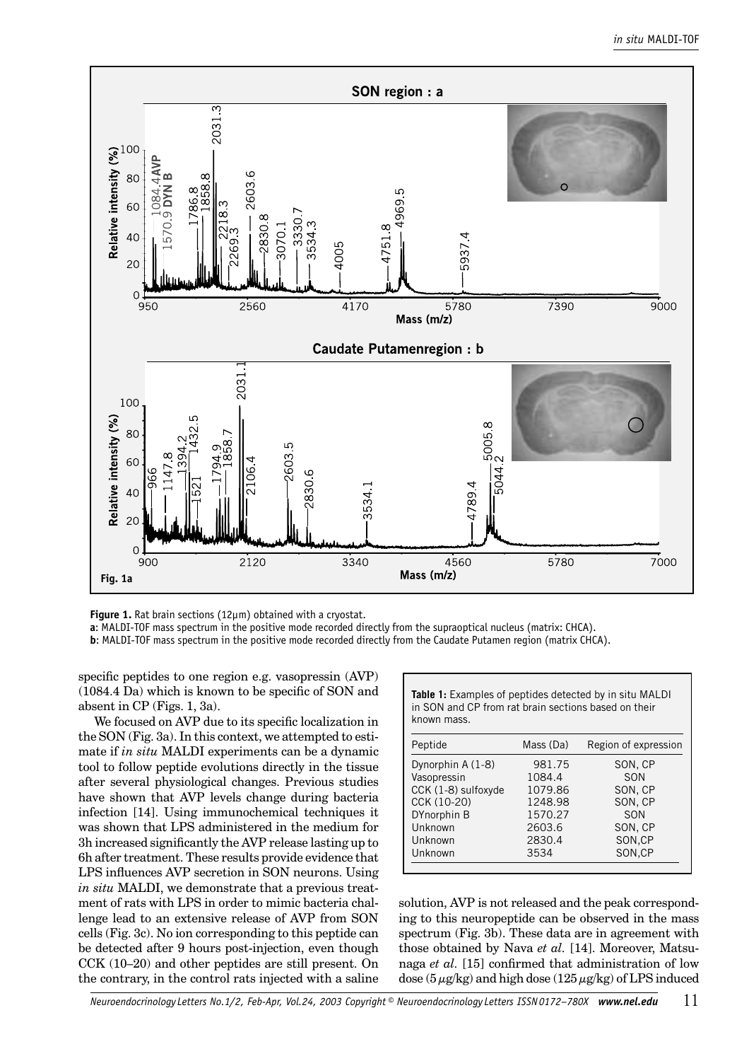**Figure 1.** Rat brain sections (12µm) obtained with a cryostat.
**a**: MALDI-TOF mass spectrum in the positive mode recorded directly from the supraoptical nucleus (matrix: CHCA).
**b**: MALDI-TOF mass spectrum in the positive mode recorded directly from the Caudate Putamen region (matrix CHCA).

specific peptides to one region e.g. vasopressin (AVP) (1084.4 Da) which is known to be specific of SON and absent in CP (Figs. 1, 3a).

We focused on AVP due to its specific localization in the SON (Fig. 3a). In this context, we attempted to estimate if *in situ* MALDI experiments can be a dynamic tool to follow peptide evolutions directly in the tissue after several physiological changes. Previous studies have shown that AVP levels change during bacteria infection [14]. Using immunochemical techniques it was shown that LPS administered in the medium for 3h increased significantly the AVP release lasting up to 6h after treatment. These results provide evidence that LPS influences AVP secretion in SON neurons. Using *in situ* MALDI, we demonstrate that a previous treatment of rats with LPS in order to mimic bacteria challenge lead to an extensive release of AVP from SON cells (Fig. 3c). No ion corresponding to this peptide can be detected after 9 hours post-injection, even though CCK (10–20) and other peptides are still present. On the contrary, in the control rats injected with a saline solution, AVP is not released and the peak corresponding to this neuropeptide can be observed in the mass spectrum (Fig. 3b). These data are in agreement with those obtained by Nava *et al.* [14]. Moreover, Matsunaga *et al.* [15] confirmed that administration of low dose ($5\,\mu g/kg$) and high dose ($125\,\mu g/kg$) of LPS induced

**Table 1:** Examples of peptides detected by in situ MALDI in SON and CP from rat brain sections based on their known mass.

| Peptide | Mass (Da) | Region of expression |
| --- | --- | --- |
| Dynorphin A (1-8) | 981.75 | SON, CP |
| Vasopressin | 1084.4 | SON |
| CCK (1-8) sulfoxyde | 1079.86 | SON, CP |
| CCK (10-20) | 1248.98 | SON, CP |
| DYnorphin B | 1570.27 | SON |
| Unknown | 2603.6 | SON, CP |
| Unknown | 2830.4 | SON,CP |
| Unknown | 3534 | SON,CP |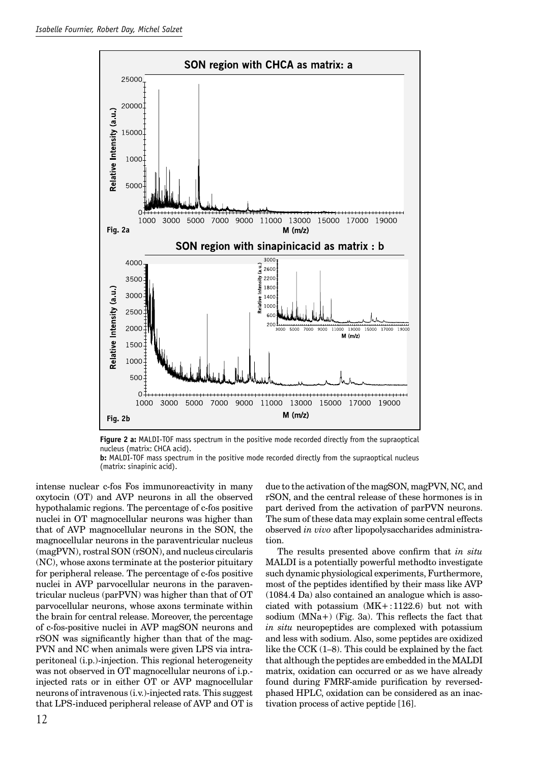**Figure 2 a:** MALDI-TOF mass spectrum in the positive mode recorded directly from the supraoptical nucleus (matrix: CHCA acid).
**b:** MALDI-TOF mass spectrum in the positive mode recorded directly from the supraoptical nucleus (matrix: sinapinic acid).

intense nuclear c-fos Fos immunoreactivity in many oxytocin (OT) and AVP neurons in all the observed hypothalamic regions. The percentage of c-fos positive nuclei in OT magnocellular neurons was higher than that of AVP magnocellular neurons in the SON, the magnocellular neurons in the paraventricular nucleus (magPVN), rostral SON (rSON), and nucleus circularis (NC), whose axons terminate at the posterior pituitary for peripheral release. The percentage of c-fos positive nuclei in AVP parvocellular neurons in the paraventricular nucleus (parPVN) was higher than that of OT parvocellular neurons, whose axons terminate within the brain for central release. Moreover, the percentage of c-fos-positive nuclei in AVP magSON neurons and rSON was significantly higher than that of the magPVN and NC when animals were given LPS via intraperitoneal (i.p.)-injection. This regional heterogeneity was not observed in OT magnocellular neurons of i.p.-injected rats or in either OT or AVP magnocellular neurons of intravenous (i.v.)-injected rats. This suggest that LPS-induced peripheral release of AVP and OT is due to the activation of the magSON, magPVN, NC, and rSON, and the central release of these hormones is in part derived from the activation of parPVN neurons. The sum of these data may explain some central effects observed *in vivo* after lipopolysaccharides administration.

The results presented above confirm that *in situ* MALDI is a potentially powerful methodto investigate such dynamic physiological experiments, Furthermore, most of the peptides identified by their mass like AVP (1084.4 Da) also contained an analogue which is associated with potassium (MK+ : 1122.6) but not with sodium (MNa+) (Fig. 3a). This reflects the fact that *in situ* neuropeptides are complexed with potassium and less with sodium. Also, some peptides are oxidized like the CCK (1–8). This could be explained by the fact that although the peptides are embedded in the MALDI matrix, oxidation can occurred or as we have already found during FMRF-amide purification by reversed-phased HPLC, oxidation can be considered as an inactivation process of active peptide [16].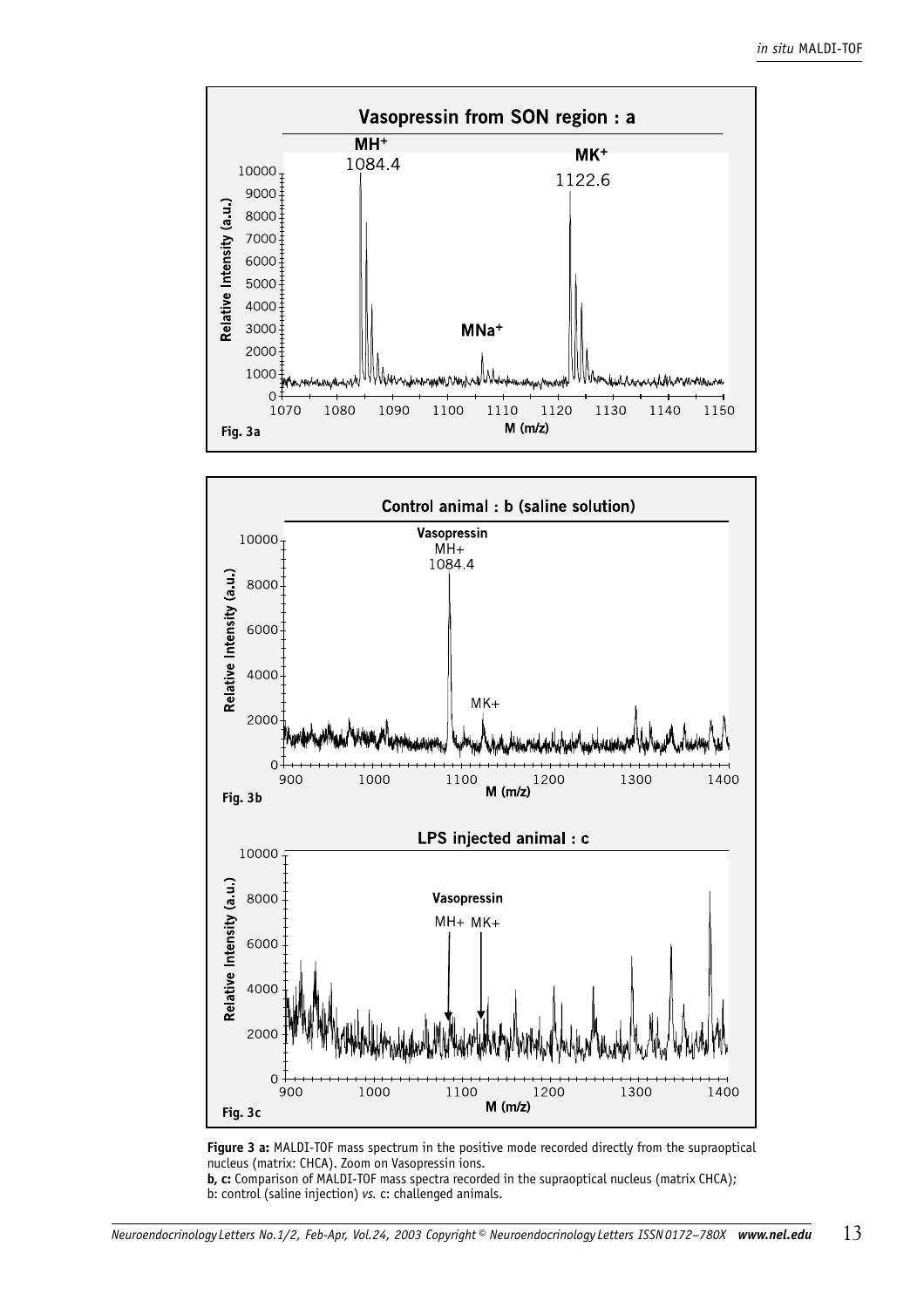**Figure 3 a:** MALDI-TOF mass spectrum in the positive mode recorded directly from the supraoptical nucleus (matrix: CHCA). Zoom on Vasopressin ions.
**b, c:** Comparison of MALDI-TOF mass spectra recorded in the supraoptical nucleus (matrix CHCA); b: control (saline injection) *vs.* c: challenged animals.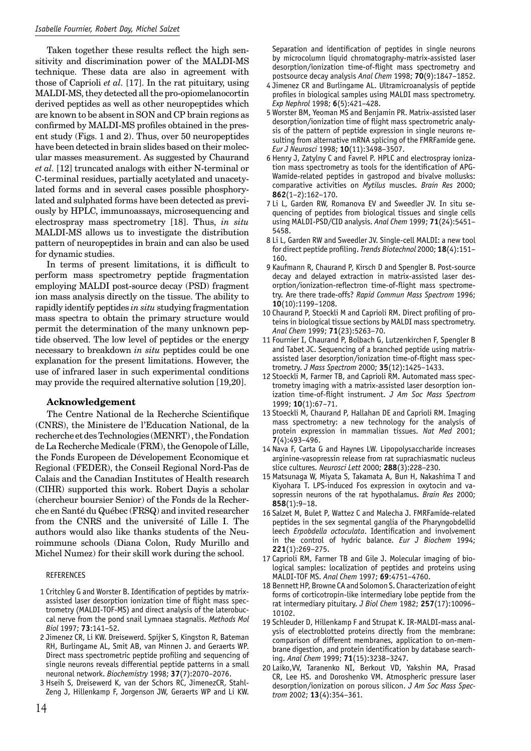Taken together these results reflect the high sensitivity and discrimination power of the MALDI-MS technique. These data are also in agreement with those of Caprioli *et al.* [17]. In the rat pituitary, using MALDI-MS, they detected all the pro-opiomelanocortin derived peptides as well as other neuropeptides which are known to be absent in SON and CP brain regions as confirmed by MALDI-MS profiles obtained in the present study (Figs. 1 and 2). Thus, over 50 neuropeptides have been detected in brain slides based on their molecular masses measurement. As suggested by Chaurand *et al.* [12] truncated analogs with either N-terminal or C-terminal residues, partially acetylated and unacetylated forms and in several cases possible phosphorylated and sulphated forms have been detected as previously by HPLC, immunoassays, microsequencing and electrospray mass spectrometry [18]. Thus, *in situ* MALDI-MS allows us to investigate the distribution pattern of neuropeptides in brain and can also be used for dynamic studies.

In terms of present limitations, it is difficult to perform mass spectrometry peptide fragmentation employing MALDI post-source decay (PSD) fragment ion mass analysis directly on the tissue. The ability to rapidly identify peptides *in situ* studying fragmentation mass spectra to obtain the primary structure would permit the determination of the many unknown peptide observed. The low level of peptides or the energy necessary to breakdown *in situ* peptides could be one explanation for the present limitations. However, the use of infrared laser in such experimental conditions may provide the required alternative solution [19,20].

## Acknowledgement

The Centre National de la Recherche Scientifique (CNRS), the Ministere de l'Education National, de la recherche et des Technologies (MENRT), the Fondation de La Recherche Medicale (FRM), the Genopole of Lille, the Fonds Europeen de Dévelopement Economique et Regional (FEDER), the Conseil Regional Nord-Pas de Calais and the Canadian Institutes of Health research (CIHR) supported this work. Robert Dayis a scholar (chercheur boursier Senior) of the Fonds de la Recherche en Santé du Québec (FRSQ) and invited researcher from the CNRS and the université of Lille I. The authors would also like thanks students of the Neuroimmune schools (Diana Colon, Rudy Murillo and Michel Numez) for their skill work during the school.

## REFERENCES

1 Critchley G and Worster B. Identification of peptides by matrix-assisted laser desorption ionization time of flight mass spectrometry (MALDI-TOF-MS) and direct analysis of the laterobuccal nerve from the pond snail Lymnaea stagnalis. *Methods Mol Biol* 1997; **73**:141–52.

2 Jimenez CR, Li KW. Dreisewerd. Spijker S, Kingston R, Bateman RH, Burlingame AL, Smit AB, van Minnen J. and Geraerts WP. Direct mass spectrometric peptide profiling and sequencing of single neurons reveals differential peptide patterns in a small neuronal network. *Biochemistry* 1998; **37**(7):2070–2076.

3 Hseih S, Dreisewerd K, van der Schors RC, JimenezCR, Stahl-Zeng J, Hillenkamp F, Jorgenson JW, Geraerts WP and Li KW. Separation and identification of peptides in single neurons by microcolumn liquid chromatography-matrix-assisted laser desorption/ionization time-of-flight mass spectrometry and postsource decay analysis *Anal Chem* 1998; **70**(9):1847–1852.

4 Jimenez CR and Burlingame AL. Ultramicroanalysis of peptide profiles in biological samples using MALDI mass spectrometry. *Exp Nephrol* 1998; **6**(5):421–428.

5 Worster BM, Yeoman MS and Benjamin PR. Matrix-assisted laser desorption/ionization time of flight mass spectrometric analysis of the pattern of peptide expression in single neurons resulting from alternative mRNA splicing of the FMRFamide gene. *Eur J Neurosci* 1998; **10**(11):3498–3507.

6 Henry J, Zatylny C and Favrel P. HPLC and electrospray ionization mass spectrometry as tools for the identification of APG-Wamide-related peptides in gastropod and bivalve mollusks: comparative activities on *Mytilus* muscles. *Brain Res* 2000; **862**(1–2):162–170.

7 Li L, Garden RW, Romanova EV and Sweedler JV. In situ sequencing of peptides from biological tissues and single cells using MALDI-PSD/CID analysis. *Anal Chem* 1999; **71**(24):5451–5458.

8 Li L, Garden RW and Sweedler JV. Single-cell MALDI: a new tool for direct peptide profiling. *Trends Biotechnol* 2000; **18**(4):151–160.

9 Kaufmann R, Chaurand P, Kirsch D and Spengler B. Post-source decay and delayed extraction in matrix-assisted laser desorption/ionization-reflectron time-of-flight mass spectrometry. Are there trade-offs? *Rapid Commun Mass Spectrom* 1996; **10**(10):1199–1208.

10 Chaurand P, Stoeckli M and Caprioli RM. Direct profiling of proteins in biological tissue sections by MALDI mass spectrometry. *Anal Chem* 1999; **71**(23):5263–70.

11 Fournier I, Chaurand P, Bolbach G, Lutzenkirchen F, Spengler B and Tabet JC. Sequencing of a branched peptide using matrix-assisted laser desorption/ionization time-of-flight mass spectrometry. *J Mass Spectrom* 2000; **35**(12):1425–1433.

12 Stoeckli M, Farmer TB, and Caprioli RM. Automated mass spectrometry imaging with a matrix-assisted laser desorption ionization time-of-flight instrument. *J Am Soc Mass Spectrom* 1999; **10**(1):67–71.

13 Stoeckli M, Chaurand P, Hallahan DE and Caprioli RM. Imaging mass spectrometry: a new technology for the analysis of protein expression in mammalian tissues. *Nat Med* 2001; **7**(4):493–496.

14 Nava F, Carta G and Haynes LW. Lipopolysaccharide increases arginine-vasopressin release from rat suprachiasmatic nucleus slice cultures. *Neurosci Lett* 2000; **288**(3):228–230.

15 Matsunaga W, Miyata S, Takamata A, Bun H, Nakashima T and Kiyohara T. LPS-induced Fos expression in oxytocin and vasopressin neurons of the rat hypothalamus. *Brain Res* 2000; **858**(1):9–18.

16 Salzet M, Bulet P, Wattez C and Malecha J. FMRFamide-related peptides in the sex segmental ganglia of the Pharyngobdellid leech *Erpobdella octoculata*. Identification and involvement in the control of hydric balance. *Eur J Biochem* 1994; **221**(1):269–275.

17 Caprioli RM, Farmer TB and Gile J. Molecular imaging of biological samples: localization of peptides and proteins using MALDI-TOF MS. *Anal Chem* 1997; **69**:4751–4760.

18 Bennett HP, Browne CA and Solomon S. Characterization of eight forms of corticotropin-like intermediary lobe peptide from the rat intermediary pituitary. *J Biol Chem* 1982; **257**(17):10096–10102.

19 Schleuder D, Hillenkamp F and Strupat K. IR-MALDI-mass analysis of electroblotted proteins directly from the membrane: comparison of different membranes, application to on-membrane digestion, and protein identification by database searching. *Anal Chem* 1999; **71**(15):3238–3247.

20 Laiko,VV, Taranenko NI, Berkout VD, Yakshin MA, Prasad CR, Lee HS. and Doroshenko VM. Atmospheric pressure laser desorption/ionization on porous silicon. *J Am Soc Mass Spectrom* 2002; **13**(4):354–361.